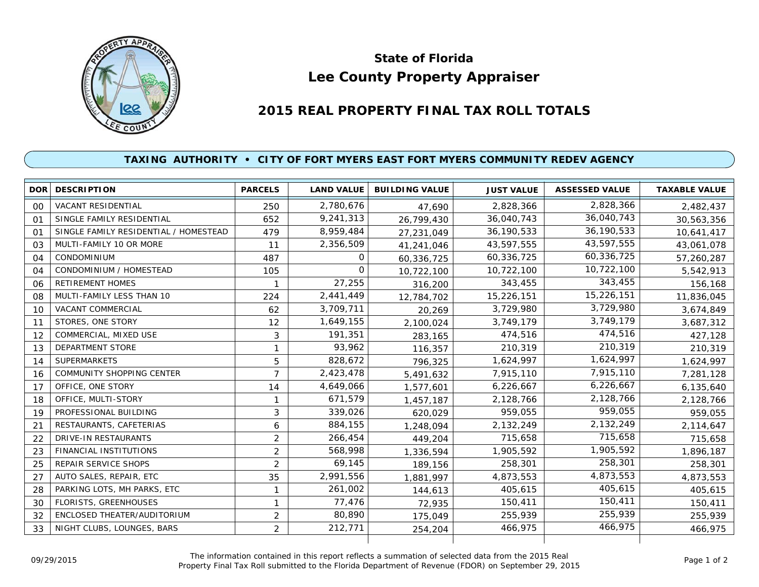# State of Florida

# Lee County Property Appraiser

## 2015 REAL PROPERTY FINAL TAX ROLL TOTALS

### TAXING AUTHORITY • CITY OF FORT MYERS EAST FORT MYERS COMMUNITY REDEV AGENCY

| DOR | DESCRIPTION | PARCELS | LAND VALUE | BUILDING VALUE | JUST VALUE | ASSESSED VALUE | TAXABLE VALUE |
|---|---|---|---|---|---|---|---|
| 00 | VACANT RESIDENTIAL | 250 | 2,780,676 | 47,690 | 2,828,366 | 2,828,366 | 2,482,437 |
| 01 | SINGLE FAMILY RESIDENTIAL | 652 | 9,241,313 | 26,799,430 | 36,040,743 | 36,040,743 | 30,563,356 |
| 01 | SINGLE FAMILY RESIDENTIAL / HOMESTEAD | 479 | 8,959,484 | 27,231,049 | 36,190,533 | 36,190,533 | 10,641,417 |
| 03 | MULTI-FAMILY 10 OR MORE | 11 | 2,356,509 | 41,241,046 | 43,597,555 | 43,597,555 | 43,061,078 |
| 04 | CONDOMINIUM | 487 | 0 | 60,336,725 | 60,336,725 | 60,336,725 | 57,260,287 |
| 04 | CONDOMINIUM / HOMESTEAD | 105 | 0 | 10,722,100 | 10,722,100 | 10,722,100 | 5,542,913 |
| 06 | RETIREMENT HOMES | 1 | 27,255 | 316,200 | 343,455 | 343,455 | 156,168 |
| 08 | MULTI-FAMILY LESS THAN 10 | 224 | 2,441,449 | 12,784,702 | 15,226,151 | 15,226,151 | 11,836,045 |
| 10 | VACANT COMMERCIAL | 62 | 3,709,711 | 20,269 | 3,729,980 | 3,729,980 | 3,674,849 |
| 11 | STORES, ONE STORY | 12 | 1,649,155 | 2,100,024 | 3,749,179 | 3,749,179 | 3,687,312 |
| 12 | COMMERCIAL, MIXED USE | 3 | 191,351 | 283,165 | 474,516 | 474,516 | 427,128 |
| 13 | DEPARTMENT STORE | 1 | 93,962 | 116,357 | 210,319 | 210,319 | 210,319 |
| 14 | SUPERMARKETS | 5 | 828,672 | 796,325 | 1,624,997 | 1,624,997 | 1,624,997 |
| 16 | COMMUNITY SHOPPING CENTER | 7 | 2,423,478 | 5,491,632 | 7,915,110 | 7,915,110 | 7,281,128 |
| 17 | OFFICE, ONE STORY | 14 | 4,649,066 | 1,577,601 | 6,226,667 | 6,226,667 | 6,135,640 |
| 18 | OFFICE, MULTI-STORY | 1 | 671,579 | 1,457,187 | 2,128,766 | 2,128,766 | 2,128,766 |
| 19 | PROFESSIONAL BUILDING | 3 | 339,026 | 620,029 | 959,055 | 959,055 | 959,055 |
| 21 | RESTAURANTS, CAFETERIAS | 6 | 884,155 | 1,248,094 | 2,132,249 | 2,132,249 | 2,114,647 |
| 22 | DRIVE-IN RESTAURANTS | 2 | 266,454 | 449,204 | 715,658 | 715,658 | 715,658 |
| 23 | FINANCIAL INSTITUTIONS | 2 | 568,998 | 1,336,594 | 1,905,592 | 1,905,592 | 1,896,187 |
| 25 | REPAIR SERVICE SHOPS | 2 | 69,145 | 189,156 | 258,301 | 258,301 | 258,301 |
| 27 | AUTO SALES, REPAIR, ETC | 35 | 2,991,556 | 1,881,997 | 4,873,553 | 4,873,553 | 4,873,553 |
| 28 | PARKING LOTS, MH PARKS, ETC | 1 | 261,002 | 144,613 | 405,615 | 405,615 | 405,615 |
| 30 | FLORISTS, GREENHOUSES | 1 | 77,476 | 72,935 | 150,411 | 150,411 | 150,411 |
| 32 | ENCLOSED THEATER/AUDITORIUM | 2 | 80,890 | 175,049 | 255,939 | 255,939 | 255,939 |
| 33 | NIGHT CLUBS, LOUNGES, BARS | 2 | 212,771 | 254,204 | 466,975 | 466,975 | 466,975 |

09/29/2015

The information contained in this report reflects a summation of selected data from the 2015 Real Property Final Tax Roll submitted to the Florida Department of Revenue (FDOR) on September 29, 2015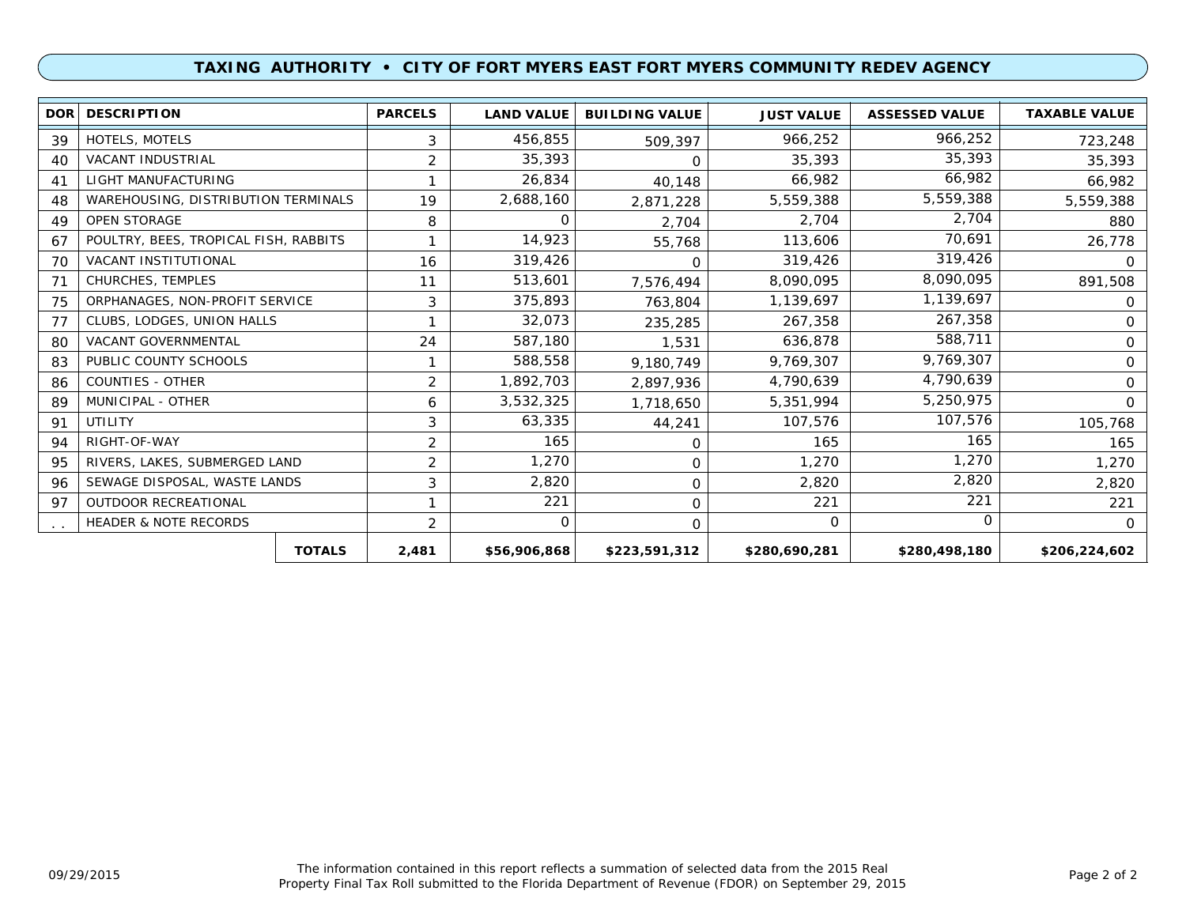## TAXING AUTHORITY • CITY OF FORT MYERS EAST FORT MYERS COMMUNITY REDEV AGENCY

| DOR | DESCRIPTION | PARCELS | LAND VALUE | BUILDING VALUE | JUST VALUE | ASSESSED VALUE | TAXABLE VALUE |
|---|---|---|---|---|---|---|---|
| 39 | HOTELS, MOTELS | 3 | 456,855 | 509,397 | 966,252 | 966,252 | 723,248 |
| 40 | VACANT INDUSTRIAL | 2 | 35,393 | 0 | 35,393 | 35,393 | 35,393 |
| 41 | LIGHT MANUFACTURING | 1 | 26,834 | 40,148 | 66,982 | 66,982 | 66,982 |
| 48 | WAREHOUSING, DISTRIBUTION TERMINALS | 19 | 2,688,160 | 2,871,228 | 5,559,388 | 5,559,388 | 5,559,388 |
| 49 | OPEN STORAGE | 8 | 0 | 2,704 | 2,704 | 2,704 | 880 |
| 67 | POULTRY, BEES, TROPICAL FISH, RABBITS | 1 | 14,923 | 55,768 | 113,606 | 70,691 | 26,778 |
| 70 | VACANT INSTITUTIONAL | 16 | 319,426 | 0 | 319,426 | 319,426 | 0 |
| 71 | CHURCHES, TEMPLES | 11 | 513,601 | 7,576,494 | 8,090,095 | 8,090,095 | 891,508 |
| 75 | ORPHANAGES, NON-PROFIT SERVICE | 3 | 375,893 | 763,804 | 1,139,697 | 1,139,697 | 0 |
| 77 | CLUBS, LODGES, UNION HALLS | 1 | 32,073 | 235,285 | 267,358 | 267,358 | 0 |
| 80 | VACANT GOVERNMENTAL | 24 | 587,180 | 1,531 | 636,878 | 588,711 | 0 |
| 83 | PUBLIC COUNTY SCHOOLS | 1 | 588,558 | 9,180,749 | 9,769,307 | 9,769,307 | 0 |
| 86 | COUNTIES - OTHER | 2 | 1,892,703 | 2,897,936 | 4,790,639 | 4,790,639 | 0 |
| 89 | MUNICIPAL - OTHER | 6 | 3,532,325 | 1,718,650 | 5,351,994 | 5,250,975 | 0 |
| 91 | UTILITY | 3 | 63,335 | 44,241 | 107,576 | 107,576 | 105,768 |
| 94 | RIGHT-OF-WAY | 2 | 165 | 0 | 165 | 165 | 165 |
| 95 | RIVERS, LAKES, SUBMERGED LAND | 2 | 1,270 | 0 | 1,270 | 1,270 | 1,270 |
| 96 | SEWAGE DISPOSAL, WASTE LANDS | 3 | 2,820 | 0 | 2,820 | 2,820 | 2,820 |
| 97 | OUTDOOR RECREATIONAL | 1 | 221 | 0 | 221 | 221 | 221 |
| . . | HEADER & NOTE RECORDS | 2 | 0 | 0 | 0 | 0 | 0 |
| | **TOTALS** | **2,481** | **$56,906,868** | **$223,591,312** | **$280,690,281** | **$280,498,180** | **$206,224,602** |

09/29/2015

The information contained in this report reflects a summation of selected data from the 2015 Real Property Final Tax Roll submitted to the Florida Department of Revenue (FDOR) on September 29, 2015